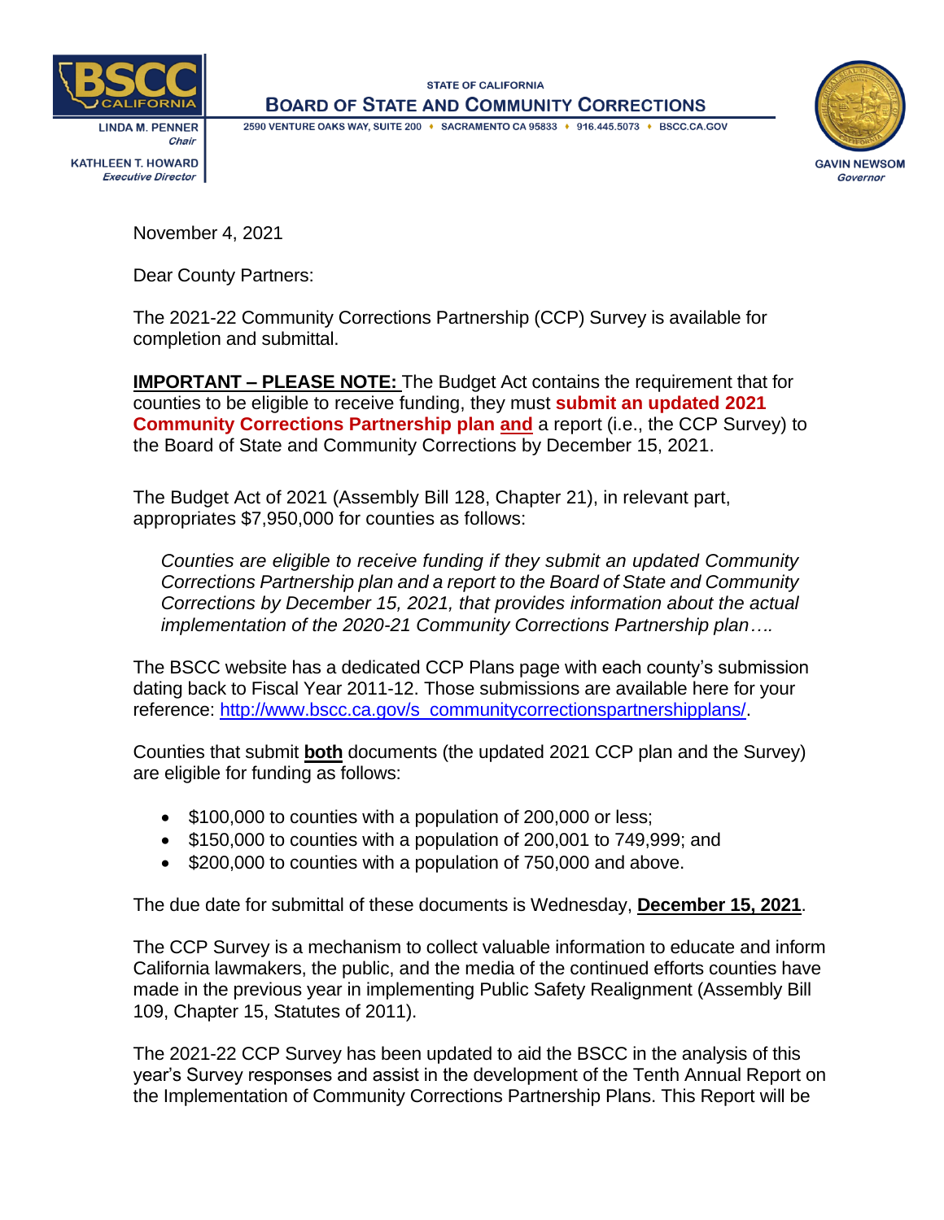STATE OF CALIFORNIA

**BOARD OF STATE AND COMMUNITY CORRECTIONS**

2590 VENTURE OAKS WAY, SUITE 200 ♦ SACRAMENTO CA 95833 ♦ 916.445.5073 ♦ BSCC.CA.GOV

LINDA M. PENNER
*Chair*

KATHLEEN T. HOWARD
*Executive Director*

GAVIN NEWSOM
*Governor*

November 4, 2021

Dear County Partners:

The 2021-22 Community Corrections Partnership (CCP) Survey is available for completion and submittal.

**IMPORTANT – PLEASE NOTE:** The Budget Act contains the requirement that for counties to be eligible to receive funding, they must **submit an updated 2021 Community Corrections Partnership plan and** a report (i.e., the CCP Survey) to the Board of State and Community Corrections by December 15, 2021.

The Budget Act of 2021 (Assembly Bill 128, Chapter 21), in relevant part, appropriates $7,950,000 for counties as follows:

> *Counties are eligible to receive funding if they submit an updated Community Corrections Partnership plan and a report to the Board of State and Community Corrections by December 15, 2021, that provides information about the actual implementation of the 2020-21 Community Corrections Partnership plan….*

The BSCC website has a dedicated CCP Plans page with each county's submission dating back to Fiscal Year 2011-12. Those submissions are available here for your reference: http://www.bscc.ca.gov/s_communitycorrectionspartnershipplans/.

Counties that submit **both** documents (the updated 2021 CCP plan and the Survey) are eligible for funding as follows:

- $100,000 to counties with a population of 200,000 or less;
- $150,000 to counties with a population of 200,001 to 749,999; and
- $200,000 to counties with a population of 750,000 and above.

The due date for submittal of these documents is Wednesday, **December 15, 2021**.

The CCP Survey is a mechanism to collect valuable information to educate and inform California lawmakers, the public, and the media of the continued efforts counties have made in the previous year in implementing Public Safety Realignment (Assembly Bill 109, Chapter 15, Statutes of 2011).

The 2021-22 CCP Survey has been updated to aid the BSCC in the analysis of this year's Survey responses and assist in the development of the Tenth Annual Report on the Implementation of Community Corrections Partnership Plans. This Report will be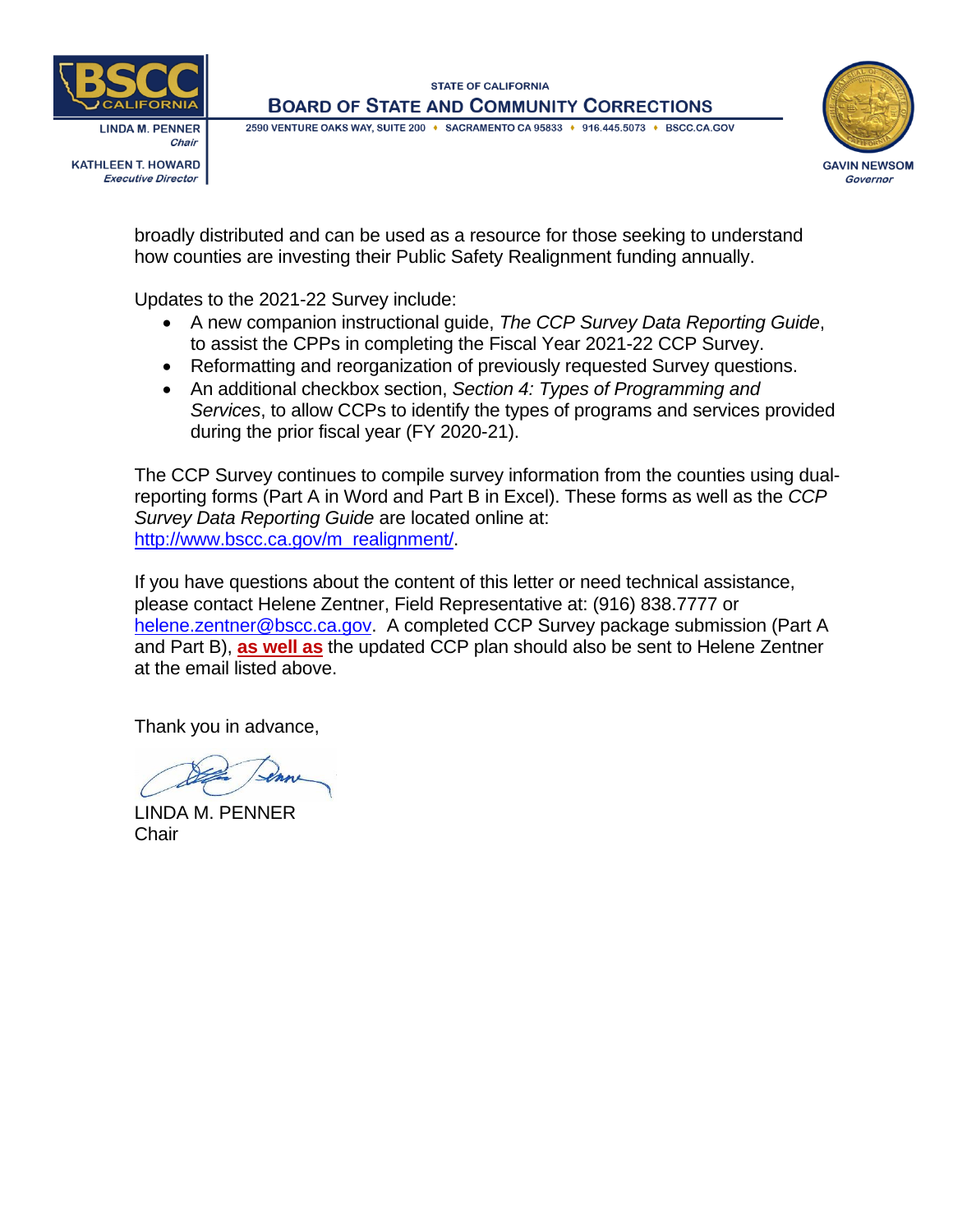broadly distributed and can be used as a resource for those seeking to understand how counties are investing their Public Safety Realignment funding annually.

Updates to the 2021-22 Survey include:

- A new companion instructional guide, *The CCP Survey Data Reporting Guide*, to assist the CPPs in completing the Fiscal Year 2021-22 CCP Survey.
- Reformatting and reorganization of previously requested Survey questions.
- An additional checkbox section, *Section 4: Types of Programming and Services*, to allow CCPs to identify the types of programs and services provided during the prior fiscal year (FY 2020-21).

The CCP Survey continues to compile survey information from the counties using dual-reporting forms (Part A in Word and Part B in Excel). These forms as well as the *CCP Survey Data Reporting Guide* are located online at: [http://www.bscc.ca.gov/m_realignment/](http://www.bscc.ca.gov/m_realignment/).

If you have questions about the content of this letter or need technical assistance, please contact Helene Zentner, Field Representative at: (916) 838.7777 or [helene.zentner@bscc.ca.gov](mailto:helene.zentner@bscc.ca.gov). A completed CCP Survey package submission (Part A and Part B), **as well as** the updated CCP plan should also be sent to Helene Zentner at the email listed above.

Thank you in advance,

LINDA M. PENNER
Chair